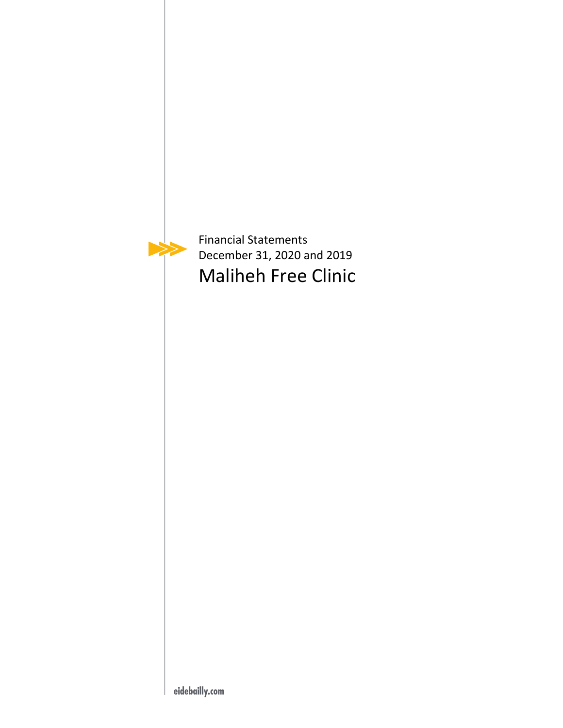Financial Statements

December 31, 2020 and 2019

# Maliheh Free Clinic

eidebailly.com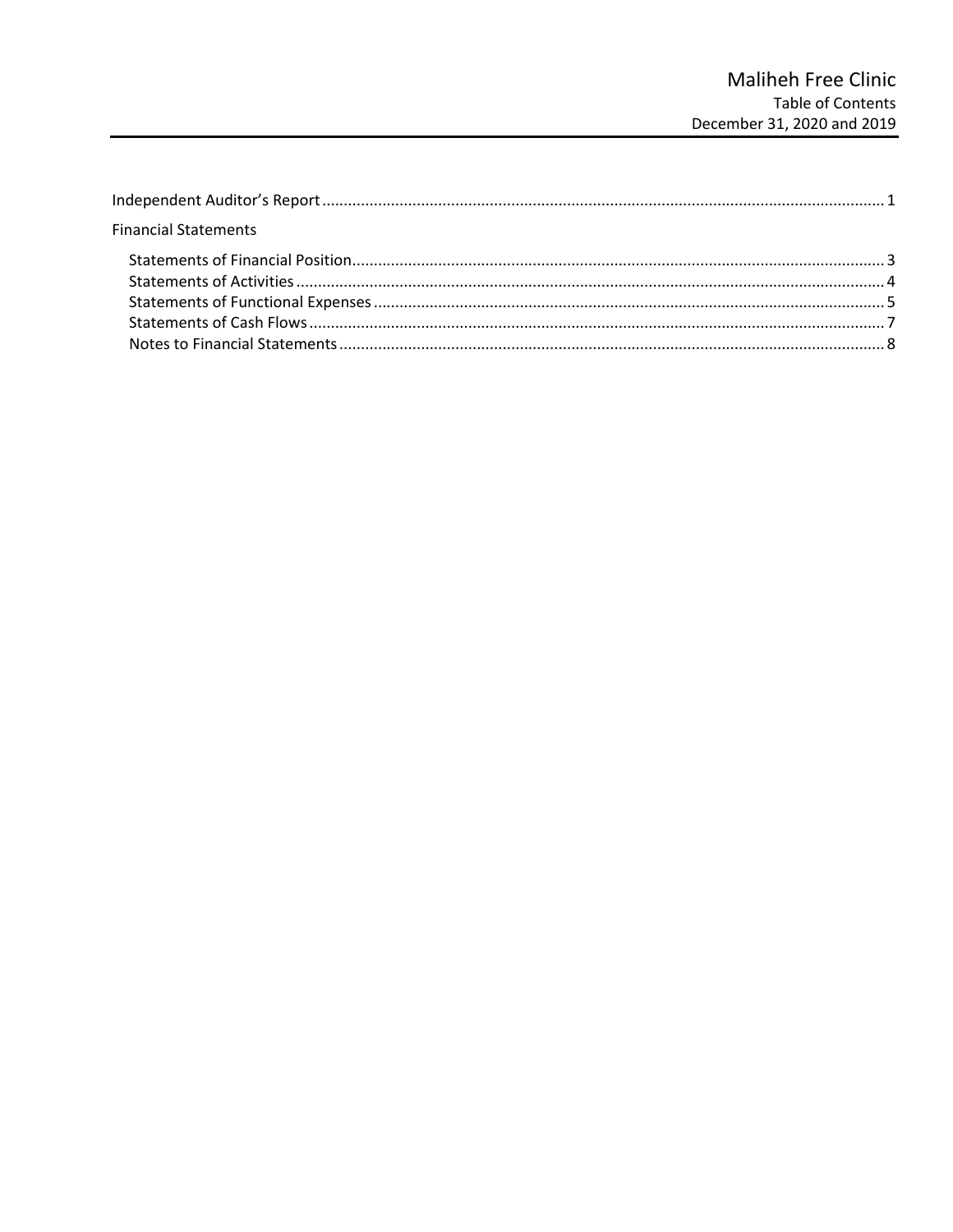# Maliheh Free Clinic
## Table of Contents
### December 31, 2020 and 2019

Independent Auditor's Report ........................................................................ 1

Financial Statements

- Statements of Financial Position ........................................................................ 3
- Statements of Activities ........................................................................ 4
- Statements of Functional Expenses ........................................................................ 5
- Statements of Cash Flows ........................................................................ 7
- Notes to Financial Statements ........................................................................ 8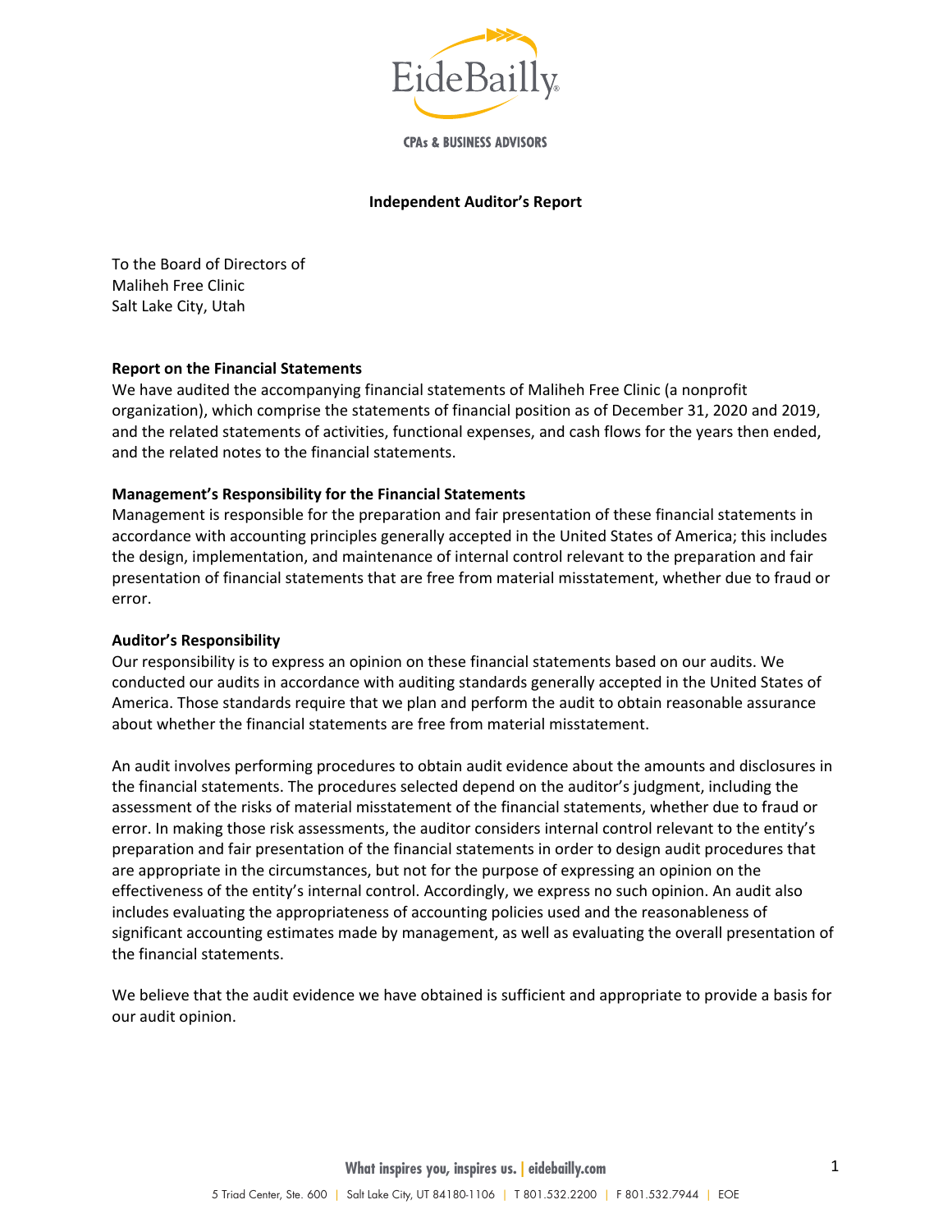EideBailly

CPAs & BUSINESS ADVISORS

## Independent Auditor's Report

To the Board of Directors of
Maliheh Free Clinic
Salt Lake City, Utah

### Report on the Financial Statements

We have audited the accompanying financial statements of Maliheh Free Clinic (a nonprofit organization), which comprise the statements of financial position as of December 31, 2020 and 2019, and the related statements of activities, functional expenses, and cash flows for the years then ended, and the related notes to the financial statements.

### Management's Responsibility for the Financial Statements

Management is responsible for the preparation and fair presentation of these financial statements in accordance with accounting principles generally accepted in the United States of America; this includes the design, implementation, and maintenance of internal control relevant to the preparation and fair presentation of financial statements that are free from material misstatement, whether due to fraud or error.

### Auditor's Responsibility

Our responsibility is to express an opinion on these financial statements based on our audits. We conducted our audits in accordance with auditing standards generally accepted in the United States of America. Those standards require that we plan and perform the audit to obtain reasonable assurance about whether the financial statements are free from material misstatement.

An audit involves performing procedures to obtain audit evidence about the amounts and disclosures in the financial statements. The procedures selected depend on the auditor's judgment, including the assessment of the risks of material misstatement of the financial statements, whether due to fraud or error. In making those risk assessments, the auditor considers internal control relevant to the entity's preparation and fair presentation of the financial statements in order to design audit procedures that are appropriate in the circumstances, but not for the purpose of expressing an opinion on the effectiveness of the entity's internal control. Accordingly, we express no such opinion. An audit also includes evaluating the appropriateness of accounting policies used and the reasonableness of significant accounting estimates made by management, as well as evaluating the overall presentation of the financial statements.

We believe that the audit evidence we have obtained is sufficient and appropriate to provide a basis for our audit opinion.

What inspires you, inspires us. | eidebailly.com

5 Triad Center, Ste. 600 | Salt Lake City, UT 84180-1106 | T 801.532.2200 | F 801.532.7944 | EOE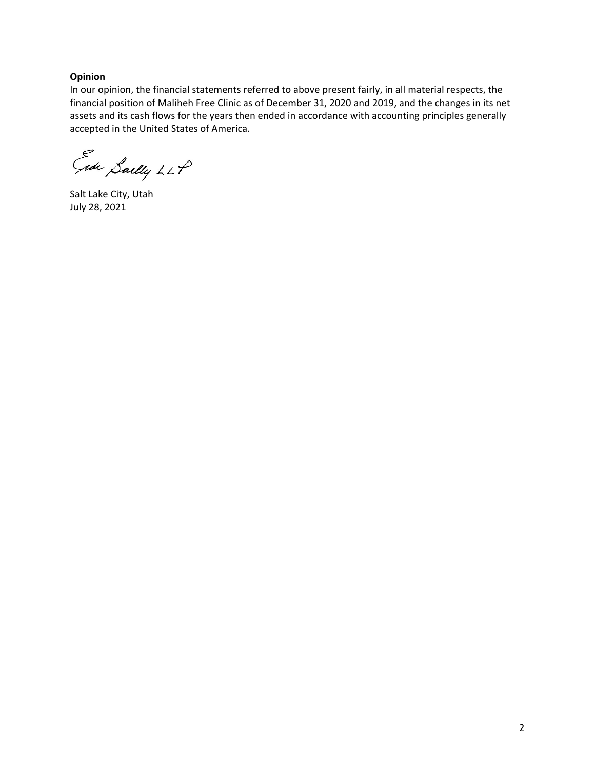**Opinion**

In our opinion, the financial statements referred to above present fairly, in all material respects, the financial position of Maliheh Free Clinic as of December 31, 2020 and 2019, and the changes in its net assets and its cash flows for the years then ended in accordance with accounting principles generally accepted in the United States of America.

Eide Bailly LLP

Salt Lake City, Utah
July 28, 2021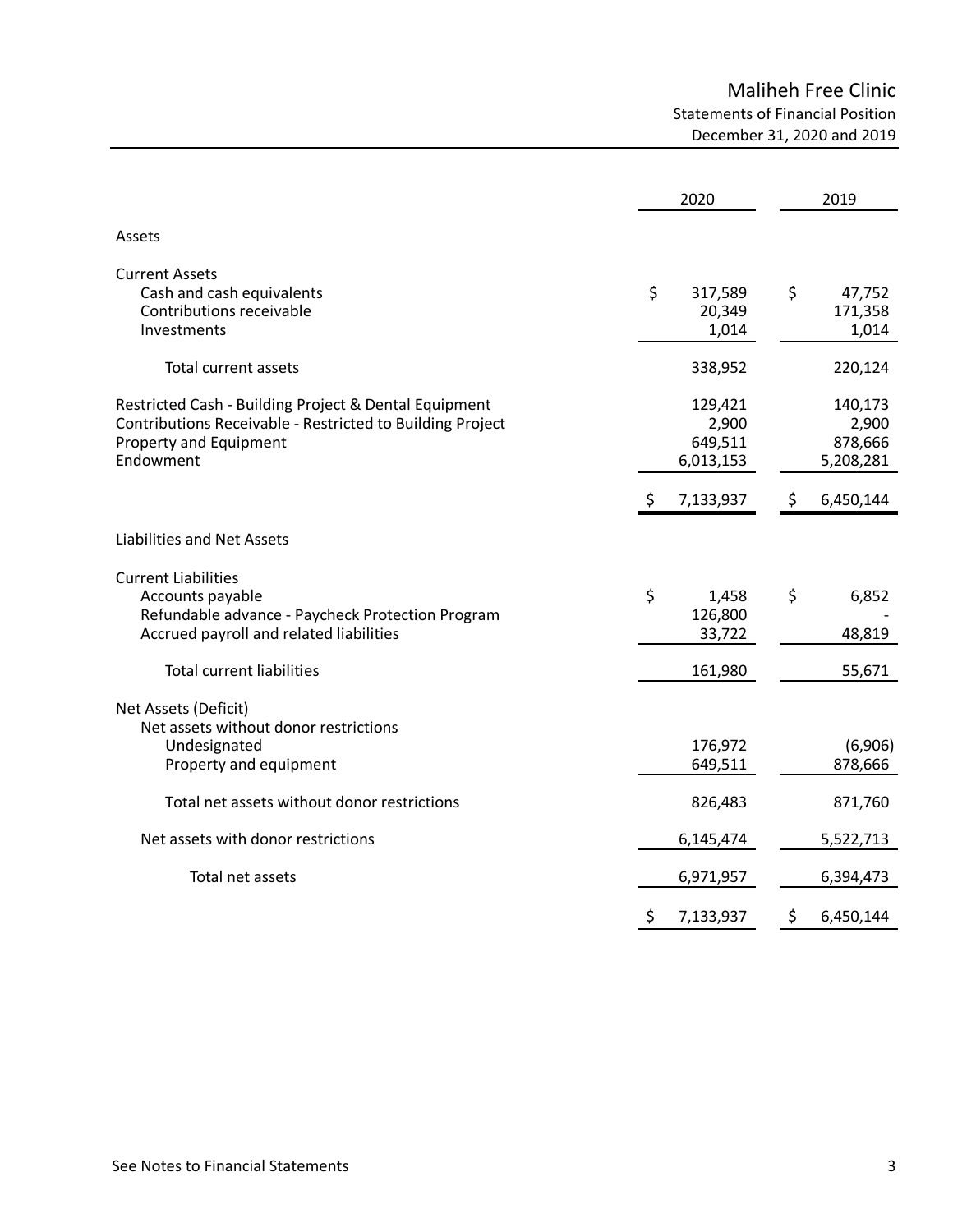# Maliheh Free Clinic

## Statements of Financial Position

### December 31, 2020 and 2019

| | 2020 | 2019 |
|---|---|---|
| **Assets** | | |
| Current Assets | | |
| Cash and cash equivalents | $ 317,589 | $ 47,752 |
| Contributions receivable | 20,349 | 171,358 |
| Investments | 1,014 | 1,014 |
| Total current assets | 338,952 | 220,124 |
| Restricted Cash - Building Project & Dental Equipment | 129,421 | 140,173 |
| Contributions Receivable - Restricted to Building Project | 2,900 | 2,900 |
| Property and Equipment | 649,511 | 878,666 |
| Endowment | 6,013,153 | 5,208,281 |
| | $ 7,133,937 | $ 6,450,144 |
| **Liabilities and Net Assets** | | |
| Current Liabilities | | |
| Accounts payable | $ 1,458 | $ 6,852 |
| Refundable advance - Paycheck Protection Program | 126,800 | - |
| Accrued payroll and related liabilities | 33,722 | 48,819 |
| Total current liabilities | 161,980 | 55,671 |
| Net Assets (Deficit) | | |
| Net assets without donor restrictions | | |
| Undesignated | 176,972 | (6,906) |
| Property and equipment | 649,511 | 878,666 |
| Total net assets without donor restrictions | 826,483 | 871,760 |
| Net assets with donor restrictions | 6,145,474 | 5,522,713 |
| Total net assets | 6,971,957 | 6,394,473 |
| | $ 7,133,937 | $ 6,450,144 |

See Notes to Financial Statements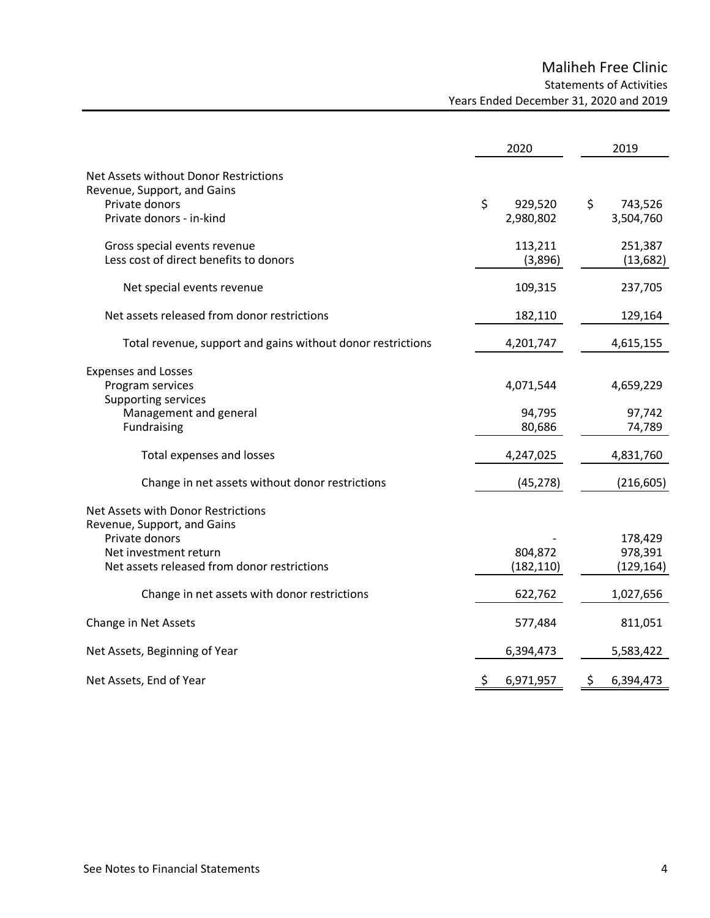# Maliheh Free Clinic

## Statements of Activities

### Years Ended December 31, 2020 and 2019

| | 2020 | 2019 |
|---|---|---|
| **Net Assets without Donor Restrictions** | | |
| Revenue, Support, and Gains | | |
| Private donors | $ 929,520 | $ 743,526 |
| Private donors - in-kind | 2,980,802 | 3,504,760 |
| | | |
| Gross special events revenue | 113,211 | 251,387 |
| Less cost of direct benefits to donors | (3,896) | (13,682) |
| | | |
| Net special events revenue | 109,315 | 237,705 |
| | | |
| Net assets released from donor restrictions | 182,110 | 129,164 |
| | | |
| Total revenue, support and gains without donor restrictions | 4,201,747 | 4,615,155 |
| | | |
| Expenses and Losses | | |
| Program services | 4,071,544 | 4,659,229 |
| Supporting services | | |
| Management and general | 94,795 | 97,742 |
| Fundraising | 80,686 | 74,789 |
| | | |
| Total expenses and losses | 4,247,025 | 4,831,760 |
| | | |
| Change in net assets without donor restrictions | (45,278) | (216,605) |
| | | |
| **Net Assets with Donor Restrictions** | | |
| Revenue, Support, and Gains | | |
| Private donors | - | 178,429 |
| Net investment return | 804,872 | 978,391 |
| Net assets released from donor restrictions | (182,110) | (129,164) |
| | | |
| Change in net assets with donor restrictions | 622,762 | 1,027,656 |
| | | |
| Change in Net Assets | 577,484 | 811,051 |
| | | |
| Net Assets, Beginning of Year | 6,394,473 | 5,583,422 |
| | | |
| Net Assets, End of Year | $ 6,971,957 | $ 6,394,473 |

See Notes to Financial Statements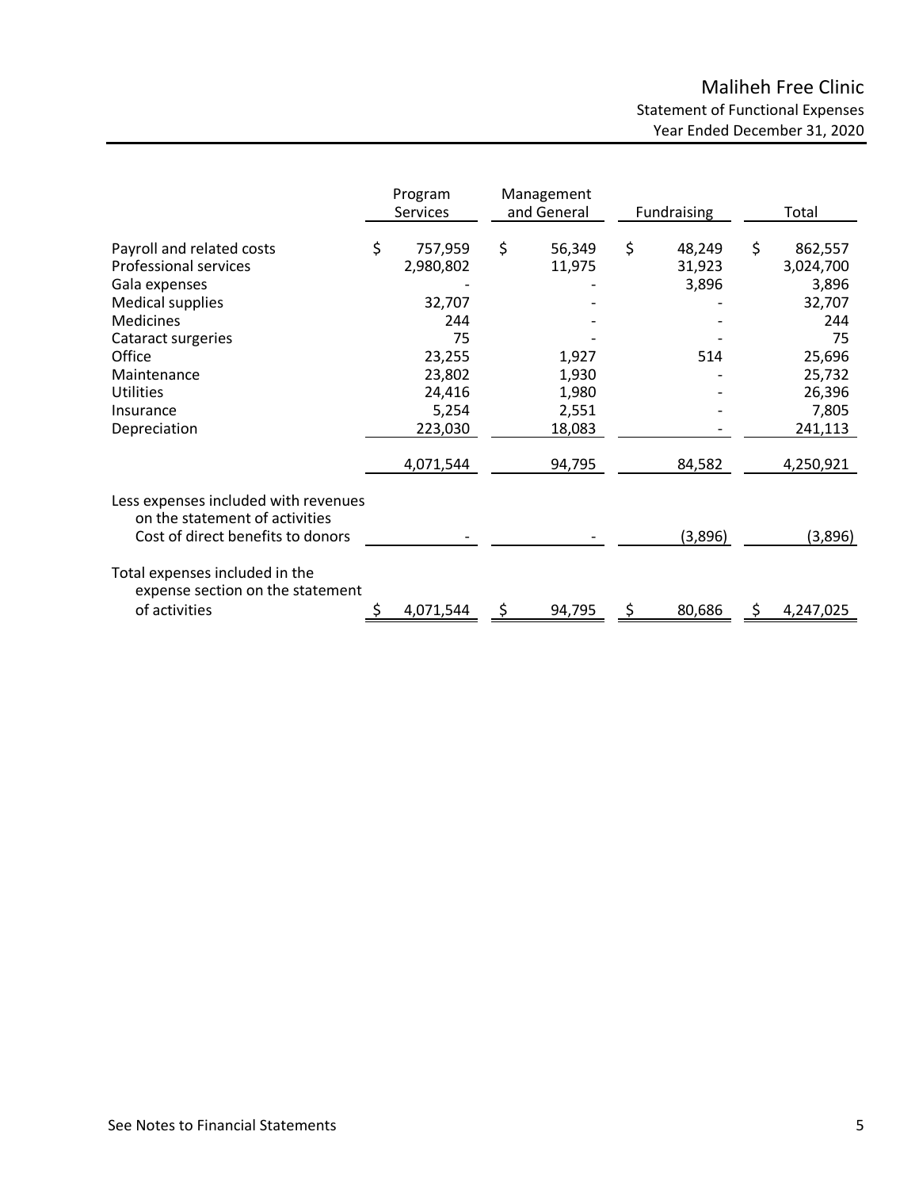# Maliheh Free Clinic

## Statement of Functional Expenses

### Year Ended December 31, 2020

| | Program Services | Management and General | Fundraising | Total |
|---|---|---|---|---|
| Payroll and related costs | $ 757,959 | $ 56,349 | $ 48,249 | $ 862,557 |
| Professional services | 2,980,802 | 11,975 | 31,923 | 3,024,700 |
| Gala expenses | - | - | 3,896 | 3,896 |
| Medical supplies | 32,707 | - | - | 32,707 |
| Medicines | 244 | - | - | 244 |
| Cataract surgeries | 75 | - | - | 75 |
| Office | 23,255 | 1,927 | 514 | 25,696 |
| Maintenance | 23,802 | 1,930 | - | 25,732 |
| Utilities | 24,416 | 1,980 | - | 26,396 |
| Insurance | 5,254 | 2,551 | - | 7,805 |
| Depreciation | 223,030 | 18,083 | - | 241,113 |
| | 4,071,544 | 94,795 | 84,582 | 4,250,921 |
| Less expenses included with revenues on the statement of activities Cost of direct benefits to donors | - | - | (3,896) | (3,896) |
| Total expenses included in the expense section on the statement of activities | $ 4,071,544 | $ 94,795 | $ 80,686 | $ 4,247,025 |

See Notes to Financial Statements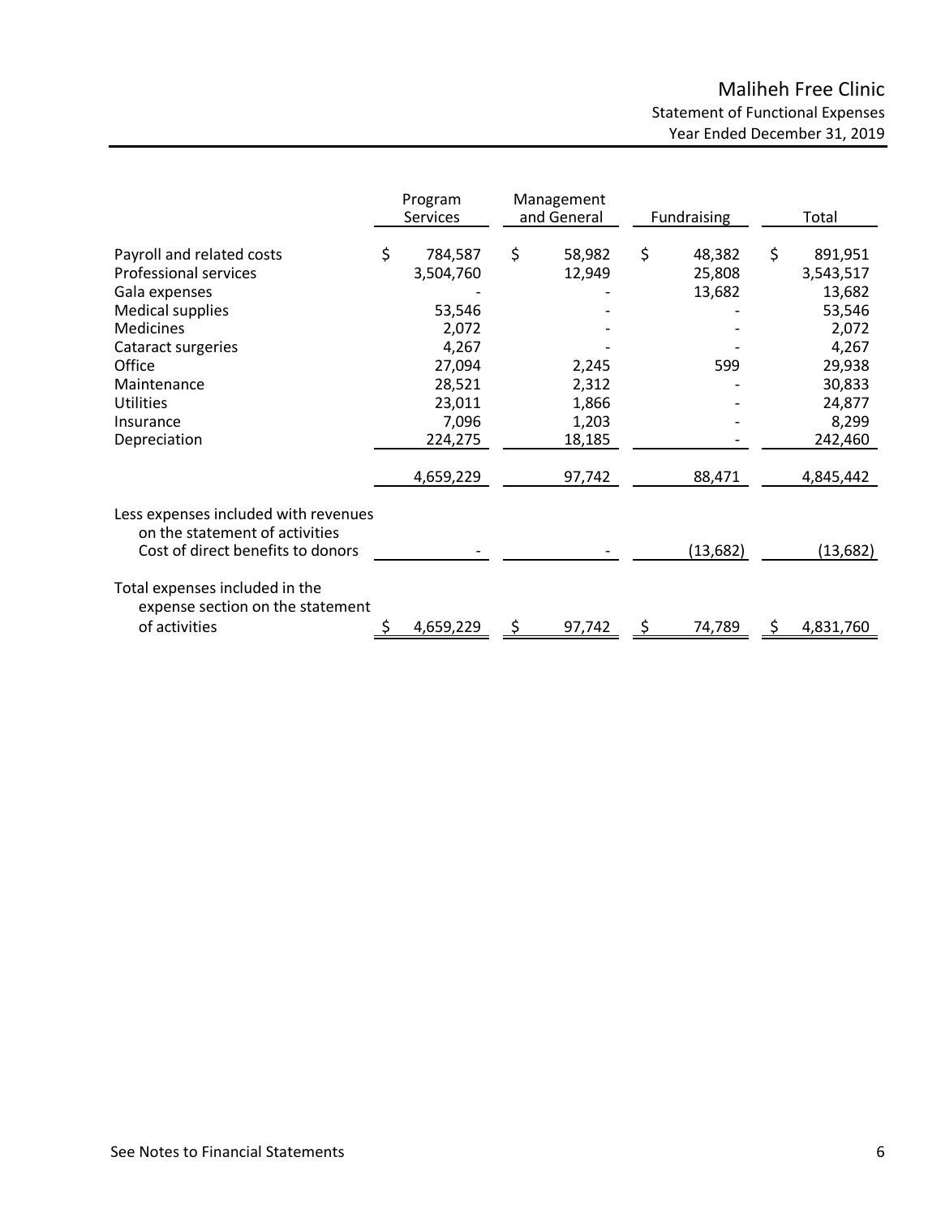# Maliheh Free Clinic

Statement of Functional Expenses

Year Ended December 31, 2019

| | Program Services | Management and General | Fundraising | Total |
|---|---|---|---|---|
| Payroll and related costs | $ 784,587 | $ 58,982 | $ 48,382 | $ 891,951 |
| Professional services | 3,504,760 | 12,949 | 25,808 | 3,543,517 |
| Gala expenses | - | - | 13,682 | 13,682 |
| Medical supplies | 53,546 | - | - | 53,546 |
| Medicines | 2,072 | - | - | 2,072 |
| Cataract surgeries | 4,267 | - | - | 4,267 |
| Office | 27,094 | 2,245 | 599 | 29,938 |
| Maintenance | 28,521 | 2,312 | - | 30,833 |
| Utilities | 23,011 | 1,866 | - | 24,877 |
| Insurance | 7,096 | 1,203 | - | 8,299 |
| Depreciation | 224,275 | 18,185 | - | 242,460 |
| | 4,659,229 | 97,742 | 88,471 | 4,845,442 |
| Less expenses included with revenues on the statement of activities | | | | |
| Cost of direct benefits to donors | - | - | (13,682) | (13,682) |
| Total expenses included in the expense section on the statement of activities | $ 4,659,229 | $ 97,742 | $ 74,789 | $ 4,831,760 |

See Notes to Financial Statements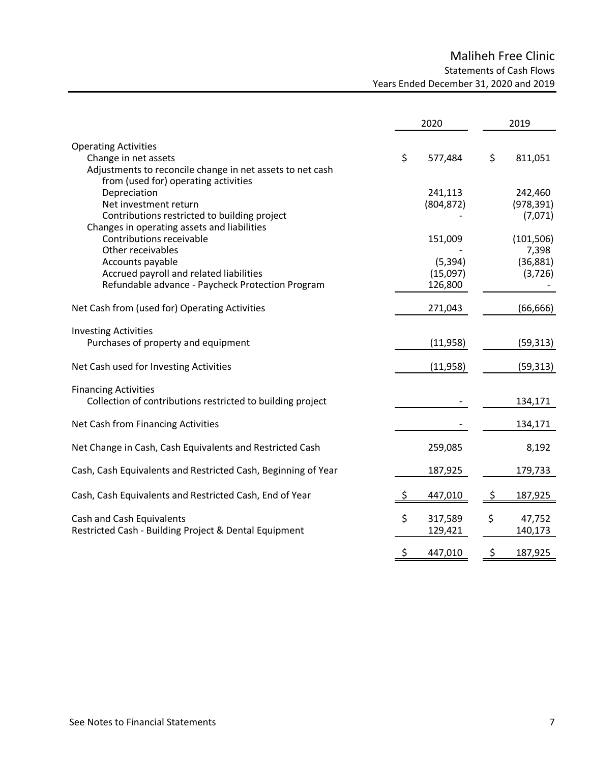# Maliheh Free Clinic

## Statements of Cash Flows

### Years Ended December 31, 2020 and 2019

| | 2020 | 2019 |
|---|---|---|
| **Operating Activities** | | |
| Change in net assets | $ 577,484 | $ 811,051 |
| Adjustments to reconcile change in net assets to net cash from (used for) operating activities | | |
| Depreciation | 241,113 | 242,460 |
| Net investment return | (804,872) | (978,391) |
| Contributions restricted to building project | - | (7,071) |
| Changes in operating assets and liabilities | | |
| Contributions receivable | 151,009 | (101,506) |
| Other receivables | - | 7,398 |
| Accounts payable | (5,394) | (36,881) |
| Accrued payroll and related liabilities | (15,097) | (3,726) |
| Refundable advance - Paycheck Protection Program | 126,800 | - |
| Net Cash from (used for) Operating Activities | 271,043 | (66,666) |
| **Investing Activities** | | |
| Purchases of property and equipment | (11,958) | (59,313) |
| Net Cash used for Investing Activities | (11,958) | (59,313) |
| **Financing Activities** | | |
| Collection of contributions restricted to building project | - | 134,171 |
| Net Cash from Financing Activities | - | 134,171 |
| Net Change in Cash, Cash Equivalents and Restricted Cash | 259,085 | 8,192 |
| Cash, Cash Equivalents and Restricted Cash, Beginning of Year | 187,925 | 179,733 |
| Cash, Cash Equivalents and Restricted Cash, End of Year | $ 447,010 | $ 187,925 |
| Cash and Cash Equivalents | $ 317,589 | $ 47,752 |
| Restricted Cash - Building Project & Dental Equipment | 129,421 | 140,173 |
| | $ 447,010 | $ 187,925 |

See Notes to Financial Statements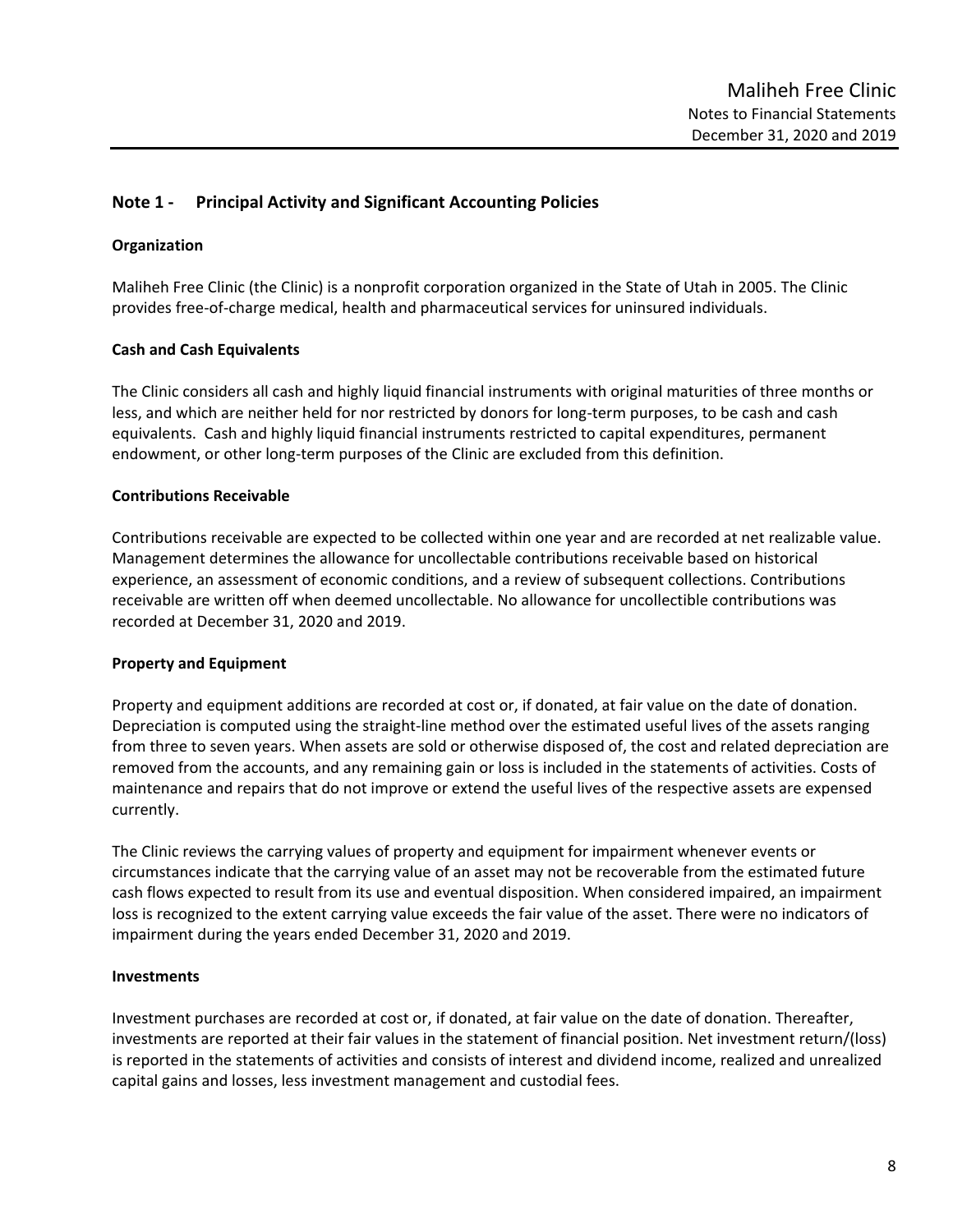## Note 1 - Principal Activity and Significant Accounting Policies

### Organization

Maliheh Free Clinic (the Clinic) is a nonprofit corporation organized in the State of Utah in 2005. The Clinic provides free-of-charge medical, health and pharmaceutical services for uninsured individuals.

### Cash and Cash Equivalents

The Clinic considers all cash and highly liquid financial instruments with original maturities of three months or less, and which are neither held for nor restricted by donors for long-term purposes, to be cash and cash equivalents. Cash and highly liquid financial instruments restricted to capital expenditures, permanent endowment, or other long-term purposes of the Clinic are excluded from this definition.

### Contributions Receivable

Contributions receivable are expected to be collected within one year and are recorded at net realizable value. Management determines the allowance for uncollectable contributions receivable based on historical experience, an assessment of economic conditions, and a review of subsequent collections. Contributions receivable are written off when deemed uncollectable. No allowance for uncollectible contributions was recorded at December 31, 2020 and 2019.

### Property and Equipment

Property and equipment additions are recorded at cost or, if donated, at fair value on the date of donation. Depreciation is computed using the straight-line method over the estimated useful lives of the assets ranging from three to seven years. When assets are sold or otherwise disposed of, the cost and related depreciation are removed from the accounts, and any remaining gain or loss is included in the statements of activities. Costs of maintenance and repairs that do not improve or extend the useful lives of the respective assets are expensed currently.

The Clinic reviews the carrying values of property and equipment for impairment whenever events or circumstances indicate that the carrying value of an asset may not be recoverable from the estimated future cash flows expected to result from its use and eventual disposition. When considered impaired, an impairment loss is recognized to the extent carrying value exceeds the fair value of the asset. There were no indicators of impairment during the years ended December 31, 2020 and 2019.

### Investments

Investment purchases are recorded at cost or, if donated, at fair value on the date of donation. Thereafter, investments are reported at their fair values in the statement of financial position. Net investment return/(loss) is reported in the statements of activities and consists of interest and dividend income, realized and unrealized capital gains and losses, less investment management and custodial fees.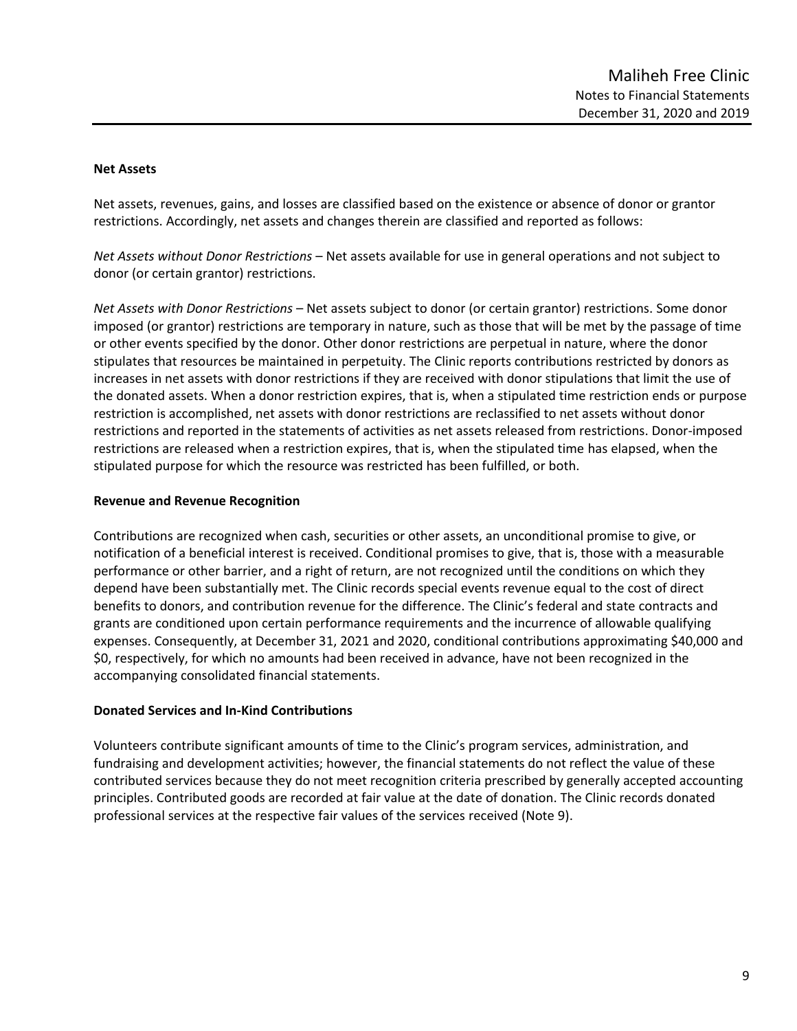**Net Assets**

Net assets, revenues, gains, and losses are classified based on the existence or absence of donor or grantor restrictions. Accordingly, net assets and changes therein are classified and reported as follows:

*Net Assets without Donor Restrictions* – Net assets available for use in general operations and not subject to donor (or certain grantor) restrictions.

*Net Assets with Donor Restrictions* – Net assets subject to donor (or certain grantor) restrictions. Some donor imposed (or grantor) restrictions are temporary in nature, such as those that will be met by the passage of time or other events specified by the donor. Other donor restrictions are perpetual in nature, where the donor stipulates that resources be maintained in perpetuity. The Clinic reports contributions restricted by donors as increases in net assets with donor restrictions if they are received with donor stipulations that limit the use of the donated assets. When a donor restriction expires, that is, when a stipulated time restriction ends or purpose restriction is accomplished, net assets with donor restrictions are reclassified to net assets without donor restrictions and reported in the statements of activities as net assets released from restrictions. Donor-imposed restrictions are released when a restriction expires, that is, when the stipulated time has elapsed, when the stipulated purpose for which the resource was restricted has been fulfilled, or both.

**Revenue and Revenue Recognition**

Contributions are recognized when cash, securities or other assets, an unconditional promise to give, or notification of a beneficial interest is received. Conditional promises to give, that is, those with a measurable performance or other barrier, and a right of return, are not recognized until the conditions on which they depend have been substantially met. The Clinic records special events revenue equal to the cost of direct benefits to donors, and contribution revenue for the difference. The Clinic's federal and state contracts and grants are conditioned upon certain performance requirements and the incurrence of allowable qualifying expenses. Consequently, at December 31, 2021 and 2020, conditional contributions approximating $40,000 and $0, respectively, for which no amounts had been received in advance, have not been recognized in the accompanying consolidated financial statements.

**Donated Services and In-Kind Contributions**

Volunteers contribute significant amounts of time to the Clinic's program services, administration, and fundraising and development activities; however, the financial statements do not reflect the value of these contributed services because they do not meet recognition criteria prescribed by generally accepted accounting principles. Contributed goods are recorded at fair value at the date of donation. The Clinic records donated professional services at the respective fair values of the services received (Note 9).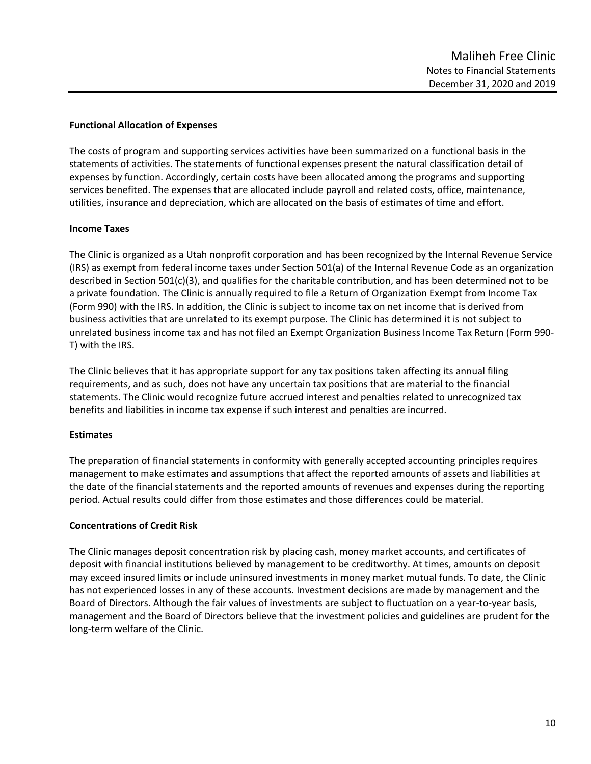### Functional Allocation of Expenses

The costs of program and supporting services activities have been summarized on a functional basis in the statements of activities. The statements of functional expenses present the natural classification detail of expenses by function. Accordingly, certain costs have been allocated among the programs and supporting services benefited. The expenses that are allocated include payroll and related costs, office, maintenance, utilities, insurance and depreciation, which are allocated on the basis of estimates of time and effort.

### Income Taxes

The Clinic is organized as a Utah nonprofit corporation and has been recognized by the Internal Revenue Service (IRS) as exempt from federal income taxes under Section 501(a) of the Internal Revenue Code as an organization described in Section 501(c)(3), and qualifies for the charitable contribution, and has been determined not to be a private foundation. The Clinic is annually required to file a Return of Organization Exempt from Income Tax (Form 990) with the IRS. In addition, the Clinic is subject to income tax on net income that is derived from business activities that are unrelated to its exempt purpose. The Clinic has determined it is not subject to unrelated business income tax and has not filed an Exempt Organization Business Income Tax Return (Form 990-T) with the IRS.

The Clinic believes that it has appropriate support for any tax positions taken affecting its annual filing requirements, and as such, does not have any uncertain tax positions that are material to the financial statements. The Clinic would recognize future accrued interest and penalties related to unrecognized tax benefits and liabilities in income tax expense if such interest and penalties are incurred.

### Estimates

The preparation of financial statements in conformity with generally accepted accounting principles requires management to make estimates and assumptions that affect the reported amounts of assets and liabilities at the date of the financial statements and the reported amounts of revenues and expenses during the reporting period. Actual results could differ from those estimates and those differences could be material.

### Concentrations of Credit Risk

The Clinic manages deposit concentration risk by placing cash, money market accounts, and certificates of deposit with financial institutions believed by management to be creditworthy. At times, amounts on deposit may exceed insured limits or include uninsured investments in money market mutual funds. To date, the Clinic has not experienced losses in any of these accounts. Investment decisions are made by management and the Board of Directors. Although the fair values of investments are subject to fluctuation on a year-to-year basis, management and the Board of Directors believe that the investment policies and guidelines are prudent for the long-term welfare of the Clinic.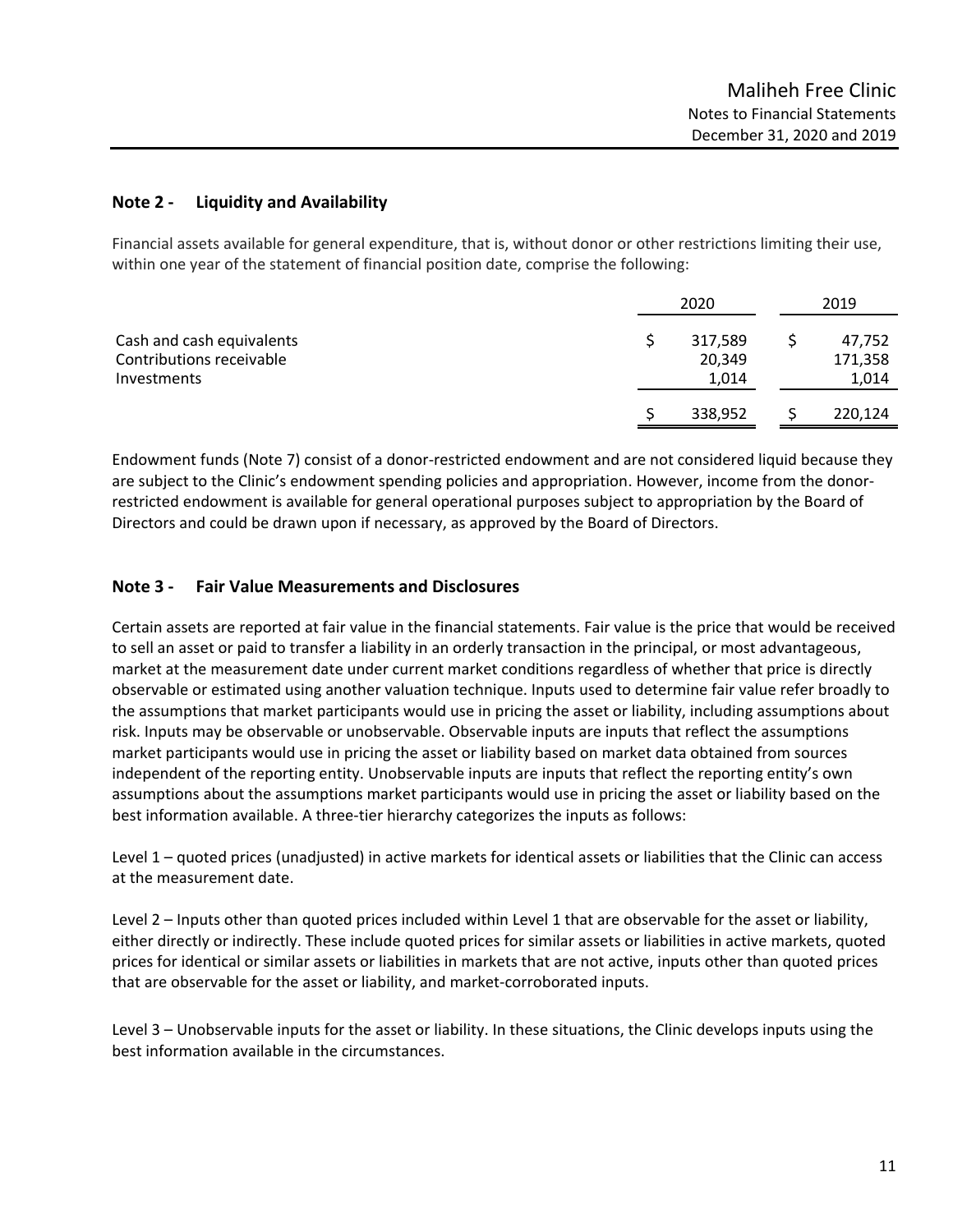## Note 2 - Liquidity and Availability

Financial assets available for general expenditure, that is, without donor or other restrictions limiting their use, within one year of the statement of financial position date, comprise the following:

| | 2020 | 2019 |
|---|---|---|
| Cash and cash equivalents | $ 317,589 | $ 47,752 |
| Contributions receivable | 20,349 | 171,358 |
| Investments | 1,014 | 1,014 |
| | $ 338,952 | $ 220,124 |

Endowment funds (Note 7) consist of a donor-restricted endowment and are not considered liquid because they are subject to the Clinic's endowment spending policies and appropriation. However, income from the donor-restricted endowment is available for general operational purposes subject to appropriation by the Board of Directors and could be drawn upon if necessary, as approved by the Board of Directors.

## Note 3 - Fair Value Measurements and Disclosures

Certain assets are reported at fair value in the financial statements. Fair value is the price that would be received to sell an asset or paid to transfer a liability in an orderly transaction in the principal, or most advantageous, market at the measurement date under current market conditions regardless of whether that price is directly observable or estimated using another valuation technique. Inputs used to determine fair value refer broadly to the assumptions that market participants would use in pricing the asset or liability, including assumptions about risk. Inputs may be observable or unobservable. Observable inputs are inputs that reflect the assumptions market participants would use in pricing the asset or liability based on market data obtained from sources independent of the reporting entity. Unobservable inputs are inputs that reflect the reporting entity's own assumptions about the assumptions market participants would use in pricing the asset or liability based on the best information available. A three-tier hierarchy categorizes the inputs as follows:

Level 1 – quoted prices (unadjusted) in active markets for identical assets or liabilities that the Clinic can access at the measurement date.

Level 2 – Inputs other than quoted prices included within Level 1 that are observable for the asset or liability, either directly or indirectly. These include quoted prices for similar assets or liabilities in active markets, quoted prices for identical or similar assets or liabilities in markets that are not active, inputs other than quoted prices that are observable for the asset or liability, and market-corroborated inputs.

Level 3 – Unobservable inputs for the asset or liability. In these situations, the Clinic develops inputs using the best information available in the circumstances.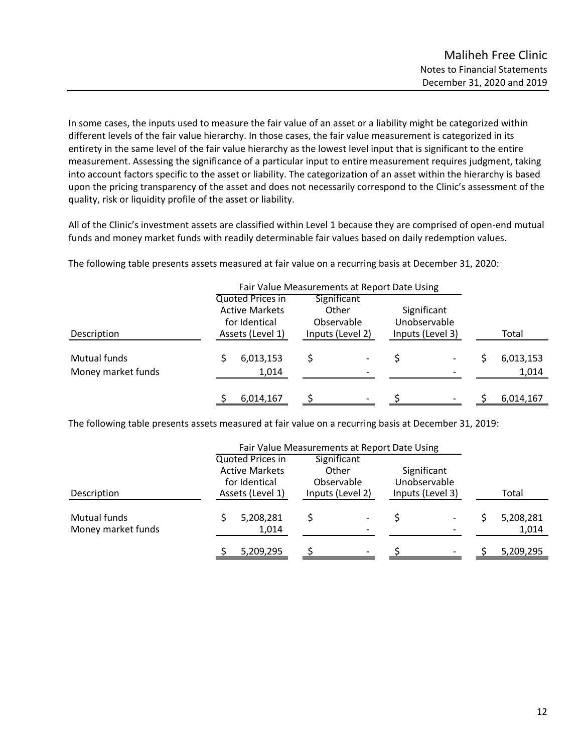In some cases, the inputs used to measure the fair value of an asset or a liability might be categorized within different levels of the fair value hierarchy. In those cases, the fair value measurement is categorized in its entirety in the same level of the fair value hierarchy as the lowest level input that is significant to the entire measurement. Assessing the significance of a particular input to entire measurement requires judgment, taking into account factors specific to the asset or liability. The categorization of an asset within the hierarchy is based upon the pricing transparency of the asset and does not necessarily correspond to the Clinic's assessment of the quality, risk or liquidity profile of the asset or liability.

All of the Clinic's investment assets are classified within Level 1 because they are comprised of open-end mutual funds and money market funds with readily determinable fair values based on daily redemption values.

The following table presents assets measured at fair value on a recurring basis at December 31, 2020:

| | Fair Value Measurements at Report Date Using | | | |
|---|---|---|---|---|
| Description | Quoted Prices in Active Markets for Identical Assets (Level 1) | Significant Other Observable Inputs (Level 2) | Significant Unobservable Inputs (Level 3) | Total |
| Mutual funds | $ 6,013,153 | $ - | $ - | $ 6,013,153 |
| Money market funds | 1,014 | - | - | 1,014 |
| | $ 6,014,167 | $ - | $ - | $ 6,014,167 |

The following table presents assets measured at fair value on a recurring basis at December 31, 2019:

| | Fair Value Measurements at Report Date Using | | | |
|---|---|---|---|---|
| Description | Quoted Prices in Active Markets for Identical Assets (Level 1) | Significant Other Observable Inputs (Level 2) | Significant Unobservable Inputs (Level 3) | Total |
| Mutual funds | $ 5,208,281 | $ - | $ - | $ 5,208,281 |
| Money market funds | 1,014 | - | - | 1,014 |
| | $ 5,209,295 | $ - | $ - | $ 5,209,295 |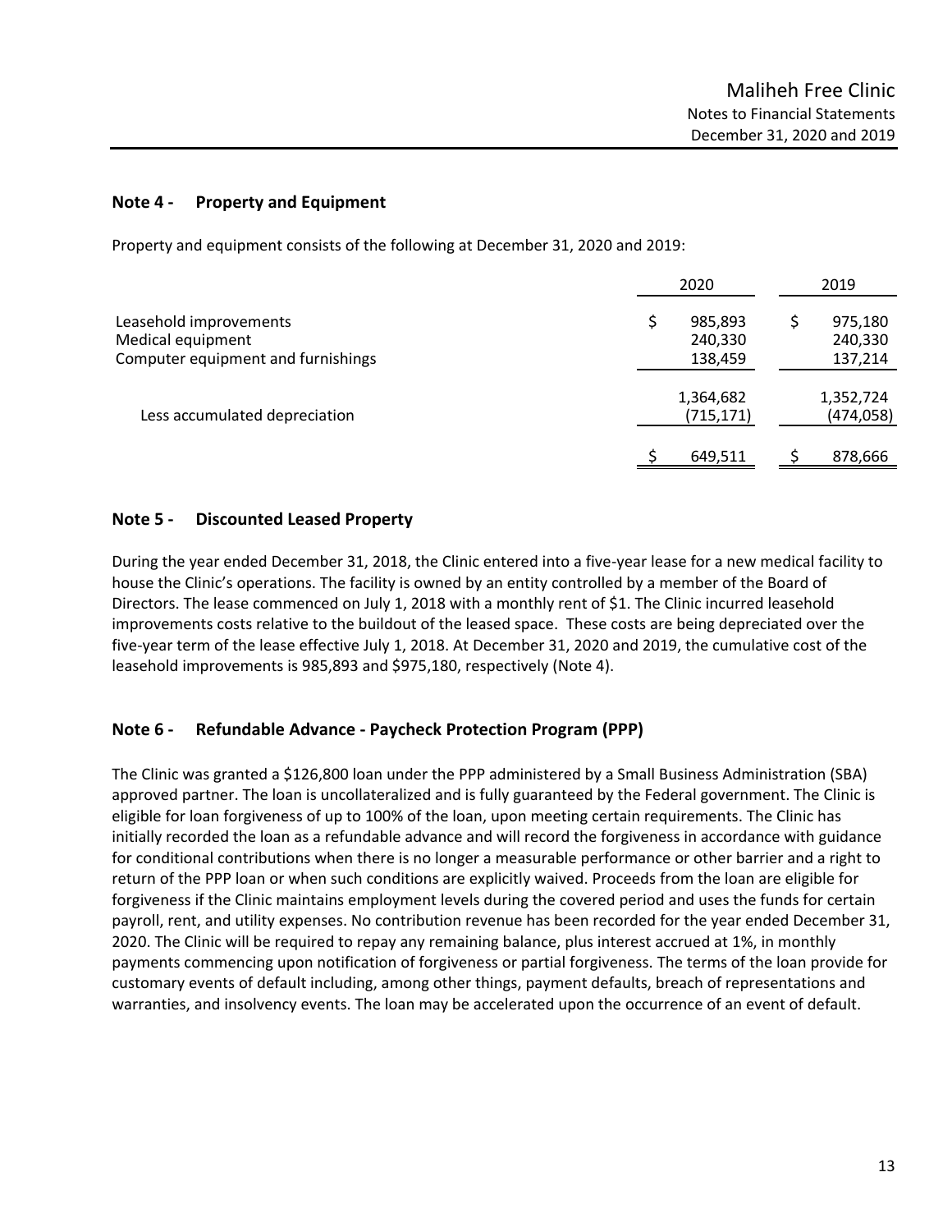## Note 4 - Property and Equipment

Property and equipment consists of the following at December 31, 2020 and 2019:

| | 2020 | 2019 |
|---|---|---|
| Leasehold improvements | $ 985,893 | $ 975,180 |
| Medical equipment | 240,330 | 240,330 |
| Computer equipment and furnishings | 138,459 | 137,214 |
| | 1,364,682 | 1,352,724 |
| Less accumulated depreciation | (715,171) | (474,058) |
| | $ 649,511 | $ 878,666 |

## Note 5 - Discounted Leased Property

During the year ended December 31, 2018, the Clinic entered into a five-year lease for a new medical facility to house the Clinic's operations. The facility is owned by an entity controlled by a member of the Board of Directors. The lease commenced on July 1, 2018 with a monthly rent of $1. The Clinic incurred leasehold improvements costs relative to the buildout of the leased space. These costs are being depreciated over the five-year term of the lease effective July 1, 2018. At December 31, 2020 and 2019, the cumulative cost of the leasehold improvements is 985,893 and $975,180, respectively (Note 4).

## Note 6 - Refundable Advance - Paycheck Protection Program (PPP)

The Clinic was granted a $126,800 loan under the PPP administered by a Small Business Administration (SBA) approved partner. The loan is uncollateralized and is fully guaranteed by the Federal government. The Clinic is eligible for loan forgiveness of up to 100% of the loan, upon meeting certain requirements. The Clinic has initially recorded the loan as a refundable advance and will record the forgiveness in accordance with guidance for conditional contributions when there is no longer a measurable performance or other barrier and a right to return of the PPP loan or when such conditions are explicitly waived. Proceeds from the loan are eligible for forgiveness if the Clinic maintains employment levels during the covered period and uses the funds for certain payroll, rent, and utility expenses. No contribution revenue has been recorded for the year ended December 31, 2020. The Clinic will be required to repay any remaining balance, plus interest accrued at 1%, in monthly payments commencing upon notification of forgiveness or partial forgiveness. The terms of the loan provide for customary events of default including, among other things, payment defaults, breach of representations and warranties, and insolvency events. The loan may be accelerated upon the occurrence of an event of default.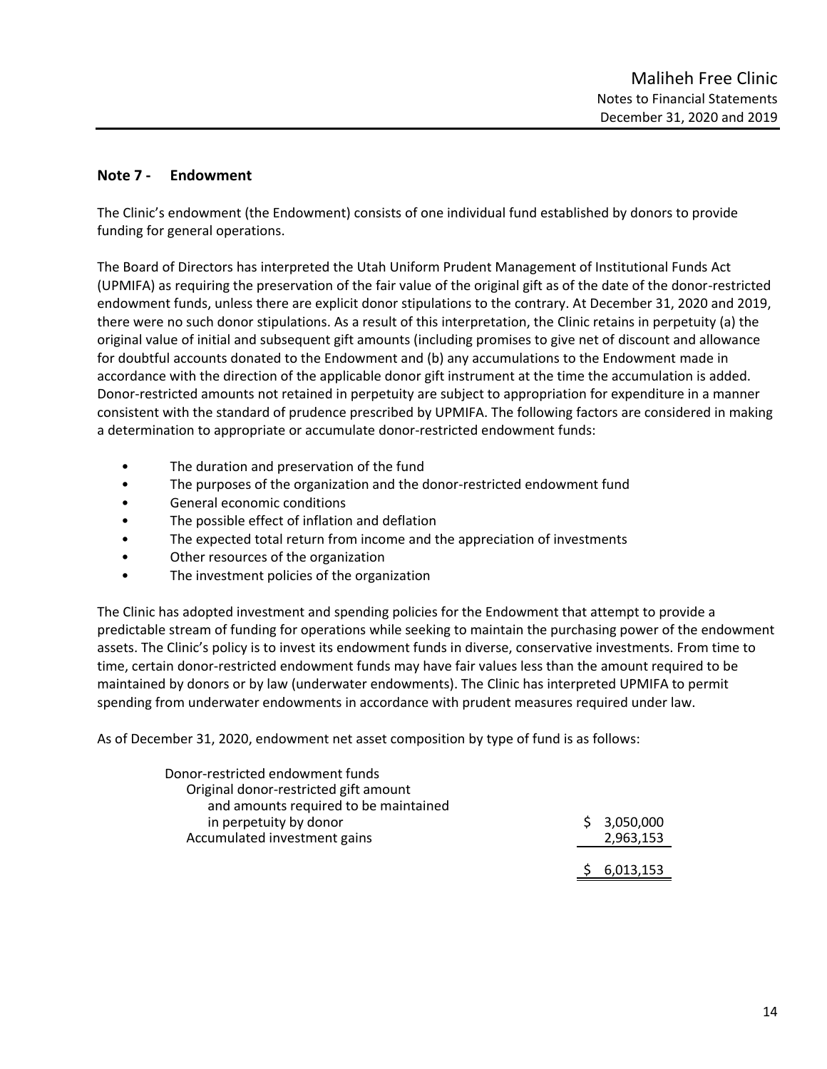## Note 7 - Endowment

The Clinic's endowment (the Endowment) consists of one individual fund established by donors to provide funding for general operations.

The Board of Directors has interpreted the Utah Uniform Prudent Management of Institutional Funds Act (UPMIFA) as requiring the preservation of the fair value of the original gift as of the date of the donor-restricted endowment funds, unless there are explicit donor stipulations to the contrary. At December 31, 2020 and 2019, there were no such donor stipulations. As a result of this interpretation, the Clinic retains in perpetuity (a) the original value of initial and subsequent gift amounts (including promises to give net of discount and allowance for doubtful accounts donated to the Endowment and (b) any accumulations to the Endowment made in accordance with the direction of the applicable donor gift instrument at the time the accumulation is added. Donor-restricted amounts not retained in perpetuity are subject to appropriation for expenditure in a manner consistent with the standard of prudence prescribed by UPMIFA. The following factors are considered in making a determination to appropriate or accumulate donor-restricted endowment funds:

- The duration and preservation of the fund
- The purposes of the organization and the donor-restricted endowment fund
- General economic conditions
- The possible effect of inflation and deflation
- The expected total return from income and the appreciation of investments
- Other resources of the organization
- The investment policies of the organization

The Clinic has adopted investment and spending policies for the Endowment that attempt to provide a predictable stream of funding for operations while seeking to maintain the purchasing power of the endowment assets. The Clinic's policy is to invest its endowment funds in diverse, conservative investments. From time to time, certain donor-restricted endowment funds may have fair values less than the amount required to be maintained by donors or by law (underwater endowments). The Clinic has interpreted UPMIFA to permit spending from underwater endowments in accordance with prudent measures required under law.

As of December 31, 2020, endowment net asset composition by type of fund is as follows:

| | |
|---|---|
| Donor-restricted endowment funds | |
| Original donor-restricted gift amount and amounts required to be maintained in perpetuity by donor | $ 3,050,000 |
| Accumulated investment gains | 2,963,153 |
| | $ 6,013,153 |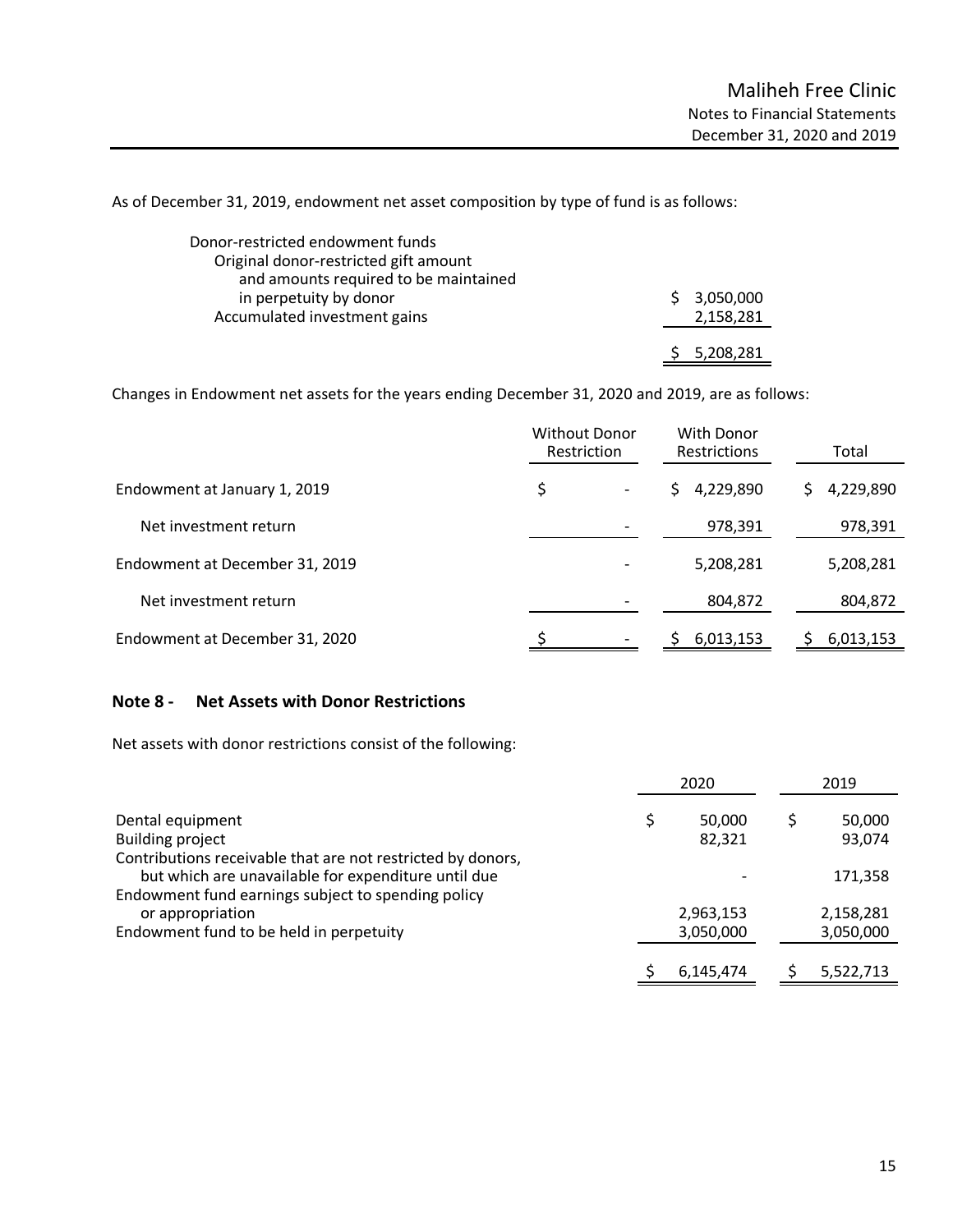As of December 31, 2019, endowment net asset composition by type of fund is as follows:

| | |
|---|---|
| Donor-restricted endowment funds | |
| Original donor-restricted gift amount and amounts required to be maintained in perpetuity by donor | $ 3,050,000 |
| Accumulated investment gains | 2,158,281 |
| | $ 5,208,281 |

Changes in Endowment net assets for the years ending December 31, 2020 and 2019, are as follows:

| | Without Donor Restriction | With Donor Restrictions | Total |
|---|---|---|---|
| Endowment at January 1, 2019 | $ - | $ 4,229,890 | $ 4,229,890 |
| Net investment return | - | 978,391 | 978,391 |
| Endowment at December 31, 2019 | - | 5,208,281 | 5,208,281 |
| Net investment return | - | 804,872 | 804,872 |
| Endowment at December 31, 2020 | $ - | $ 6,013,153 | $ 6,013,153 |

## Note 8 - Net Assets with Donor Restrictions

Net assets with donor restrictions consist of the following:

| | 2020 | 2019 |
|---|---|---|
| Dental equipment | $ 50,000 | $ 50,000 |
| Building project | 82,321 | 93,074 |
| Contributions receivable that are not restricted by donors, but which are unavailable for expenditure until due | - | 171,358 |
| Endowment fund earnings subject to spending policy or appropriation | 2,963,153 | 2,158,281 |
| Endowment fund to be held in perpetuity | 3,050,000 | 3,050,000 |
| | $ 6,145,474 | $ 5,522,713 |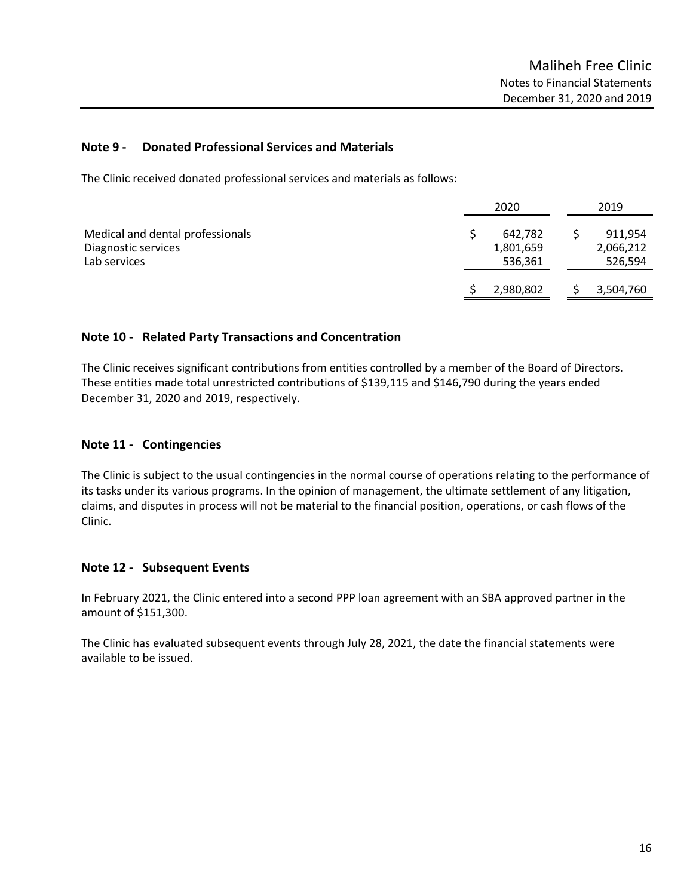## Note 9 - Donated Professional Services and Materials

The Clinic received donated professional services and materials as follows:

| | 2020 | 2019 |
|---|---|---|
| Medical and dental professionals | $ 642,782 | $ 911,954 |
| Diagnostic services | 1,801,659 | 2,066,212 |
| Lab services | 536,361 | 526,594 |
| | $ 2,980,802 | $ 3,504,760 |

## Note 10 - Related Party Transactions and Concentration

The Clinic receives significant contributions from entities controlled by a member of the Board of Directors. These entities made total unrestricted contributions of $139,115 and $146,790 during the years ended December 31, 2020 and 2019, respectively.

## Note 11 - Contingencies

The Clinic is subject to the usual contingencies in the normal course of operations relating to the performance of its tasks under its various programs. In the opinion of management, the ultimate settlement of any litigation, claims, and disputes in process will not be material to the financial position, operations, or cash flows of the Clinic.

## Note 12 - Subsequent Events

In February 2021, the Clinic entered into a second PPP loan agreement with an SBA approved partner in the amount of $151,300.

The Clinic has evaluated subsequent events through July 28, 2021, the date the financial statements were available to be issued.